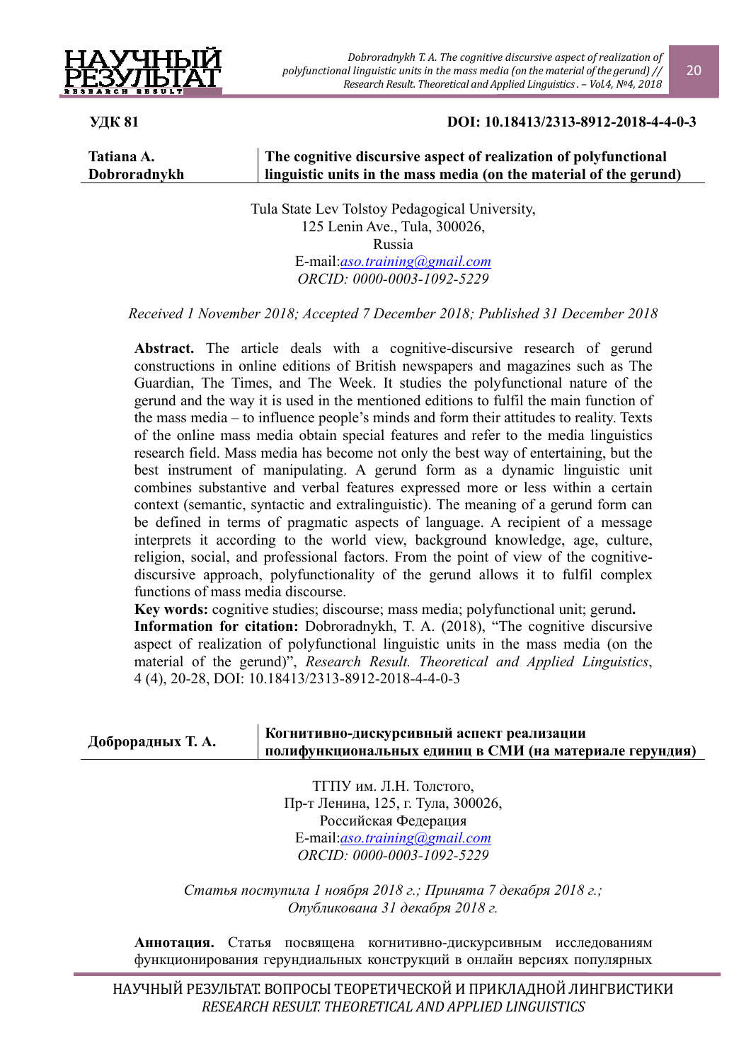**УДК 81** **DOI: 10.18413/2313-8912-2018-4-4-0-3**

**Tatiana A. Dobroradnykh**

# The cognitive discursive aspect of realization of polyfunctional linguistic units in the mass media (on the material of the gerund)

Tula State Lev Tolstoy Pedagogical University,
125 Lenin Ave., Tula, 300026,
Russia
E-mail: aso.training@gmail.com
*ORCID: 0000-0003-1092-5229*

*Received 1 November 2018; Accepted 7 December 2018; Published 31 December 2018*

**Abstract.** The article deals with a cognitive-discursive research of gerund constructions in online editions of British newspapers and magazines such as The Guardian, The Times, and The Week. It studies the polyfunctional nature of the gerund and the way it is used in the mentioned editions to fulfil the main function of the mass media – to influence people's minds and form their attitudes to reality. Texts of the online mass media obtain special features and refer to the media linguistics research field. Mass media has become not only the best way of entertaining, but the best instrument of manipulating. A gerund form as a dynamic linguistic unit combines substantive and verbal features expressed more or less within a certain context (semantic, syntactic and extralinguistic). The meaning of a gerund form can be defined in terms of pragmatic aspects of language. A recipient of a message interprets it according to the world view, background knowledge, age, culture, religion, social, and professional factors. From the point of view of the cognitive-discursive approach, polyfunctionality of the gerund allows it to fulfil complex functions of mass media discourse.

**Key words:** cognitive studies; discourse; mass media; polyfunctional unit; gerund**.**

**Information for citation:** Dobroradnykh, T. A. (2018), "The cognitive discursive aspect of realization of polyfunctional linguistic units in the mass media (on the material of the gerund)", *Research Result. Theoretical and Applied Linguistics*, 4 (4), 20-28, DOI: 10.18413/2313-8912-2018-4-4-0-3

**Доброрадных Т. А.**

# Когнитивно-дискурсивный аспект реализации полифункциональных единиц в СМИ (на материале герундия)

ТГПУ им. Л.Н. Толстого,
Пр-т Ленина, 125, г. Тула, 300026,
Российская Федерация
E-mail: aso.training@gmail.com
*ORCID: 0000-0003-1092-5229*

*Статья поступила 1 ноября 2018 г.; Принята 7 декабря 2018 г.; Опубликована 31 декабря 2018 г.*

**Аннотация.** Статья посвящена когнитивно-дискурсивным исследованиям функционирования герундиальных конструкций в онлайн версиях популярных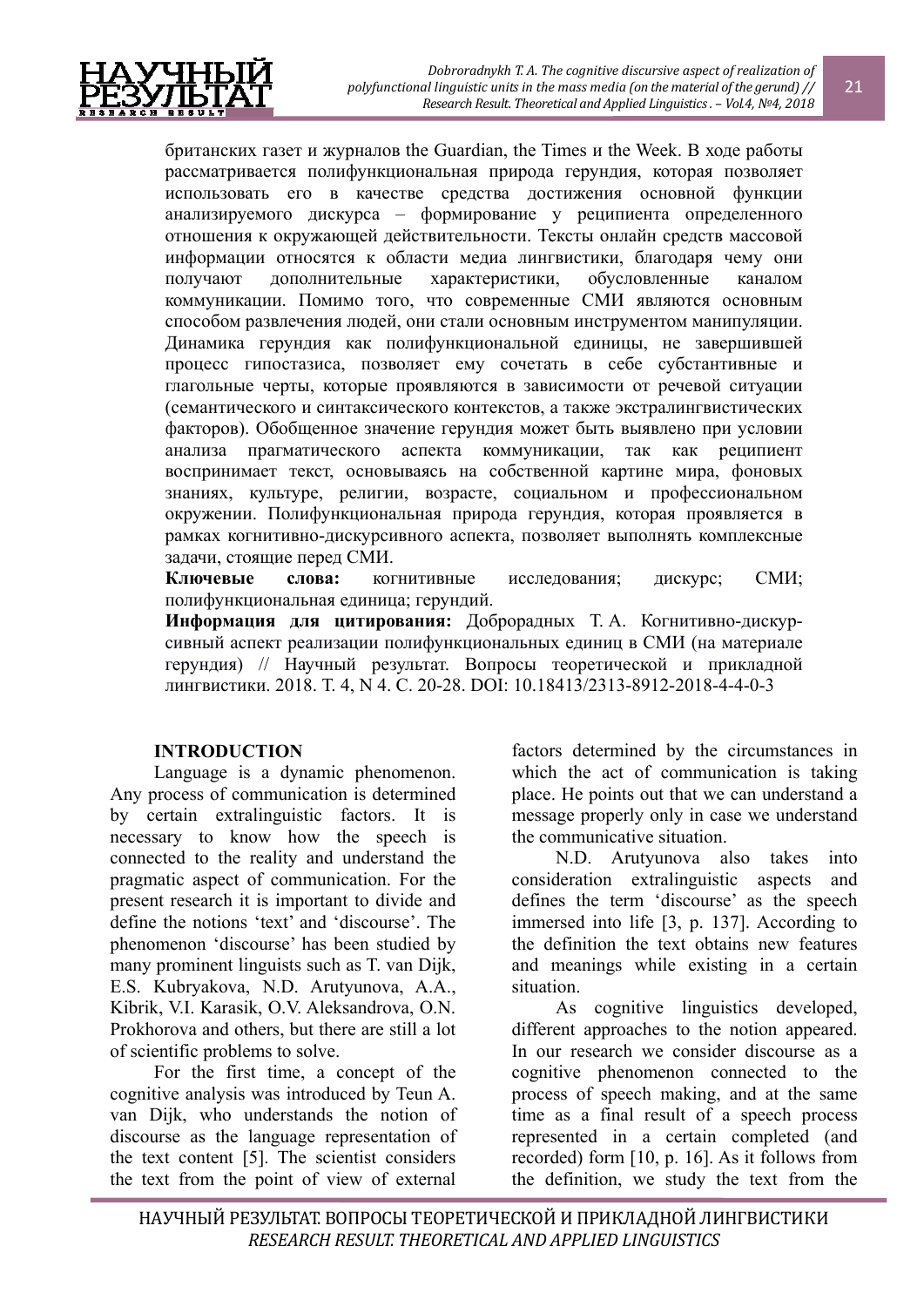британских газет и журналов the Guardian, the Times и the Week. В ходе работы рассматривается полифункциональная природа герундия, которая позволяет использовать его в качестве средства достижения основной функции анализируемого дискурса – формирование у реципиента определенного отношения к окружающей действительности. Тексты онлайн средств массовой информации относятся к области медиа лингвистики, благодаря чему они получают дополнительные характеристики, обусловленные каналом коммуникации. Помимо того, что современные СМИ являются основным способом развлечения людей, они стали основным инструментом манипуляции. Динамика герундия как полифункциональной единицы, не завершившей процесс гипостазиса, позволяет ему сочетать в себе субстантивные и глагольные черты, которые проявляются в зависимости от речевой ситуации (семантического и синтаксического контекстов, а также экстралингвистических факторов). Обобщенное значение герундия может быть выявлено при условии анализа прагматического аспекта коммуникации, так как реципиент воспринимает текст, основываясь на собственной картине мира, фоновых знаниях, культуре, религии, возрасте, социальном и профессиональном окружении. Полифункциональная природа герундия, которая проявляется в рамках когнитивно-дискурсивного аспекта, позволяет выполнять комплексные задачи, стоящие перед СМИ.

**Ключевые слова:** когнитивные исследования; дискурс; СМИ; полифункциональная единица; герундий.

**Информация для цитирования:** Доброрадных Т. А. Когнитивно-дискурсивный аспект реализации полифункциональных единиц в СМИ (на материале герундия) // Научный результат. Вопросы теоретической и прикладной лингвистики. 2018. Т. 4, N 4. С. 20-28. DOI: 10.18413/2313-8912-2018-4-4-0-3

## INTRODUCTION

Language is a dynamic phenomenon. Any process of communication is determined by certain extralinguistic factors. It is necessary to know how the speech is connected to the reality and understand the pragmatic aspect of communication. For the present research it is important to divide and define the notions 'text' and 'discourse'. The phenomenon 'discourse' has been studied by many prominent linguists such as T. van Dijk, E.S. Kubryakova, N.D. Arutyunova, A.A., Kibrik, V.I. Karasik, O.V. Aleksandrova, O.N. Prokhorova and others, but there are still a lot of scientific problems to solve.

For the first time, a concept of the cognitive analysis was introduced by Teun A. van Dijk, who understands the notion of discourse as the language representation of the text content [5]. The scientist considers the text from the point of view of external factors determined by the circumstances in which the act of communication is taking place. He points out that we can understand a message properly only in case we understand the communicative situation.

N.D. Arutyunova also takes into consideration extralinguistic aspects and defines the term 'discourse' as the speech immersed into life [3, p. 137]. According to the definition the text obtains new features and meanings while existing in a certain situation.

As cognitive linguistics developed, different approaches to the notion appeared. In our research we consider discourse as a cognitive phenomenon connected to the process of speech making, and at the same time as a final result of a speech process represented in a certain completed (and recorded) form [10, p. 16]. As it follows from the definition, we study the text from the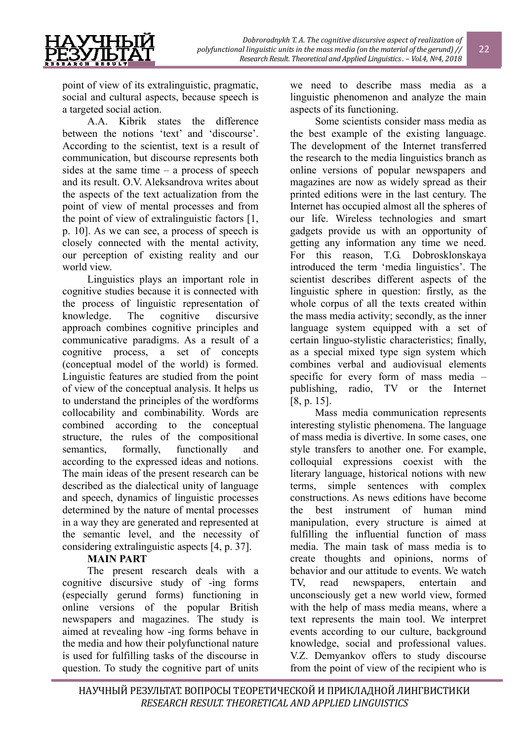point of view of its extralinguistic, pragmatic, social and cultural aspects, because speech is a targeted social action.

A.A. Kibrik states the difference between the notions ‘text’ and ‘discourse’. According to the scientist, text is a result of communication, but discourse represents both sides at the same time – a process of speech and its result. O.V. Aleksandrova writes about the aspects of the text actualization from the point of view of mental processes and from the point of view of extralinguistic factors [1, p. 10]. As we can see, a process of speech is closely connected with the mental activity, our perception of existing reality and our world view.

Linguistics plays an important role in cognitive studies because it is connected with the process of linguistic representation of knowledge. The cognitive discursive approach combines cognitive principles and communicative paradigms. As a result of a cognitive process, a set of concepts (conceptual model of the world) is formed. Linguistic features are studied from the point of view of the conceptual analysis. It helps us to understand the principles of the wordforms collocability and combinability. Words are combined according to the conceptual structure, the rules of the compositional semantics, formally, functionally and according to the expressed ideas and notions. The main ideas of the present research can be described as the dialectical unity of language and speech, dynamics of linguistic processes determined by the nature of mental processes in a way they are generated and represented at the semantic level, and the necessity of considering extralinguistic aspects [4, p. 37].

**MAIN PART**

The present research deals with a cognitive discursive study of -ing forms (especially gerund forms) functioning in online versions of the popular British newspapers and magazines. The study is aimed at revealing how -ing forms behave in the media and how their polyfunctional nature is used for fulfilling tasks of the discourse in question. To study the cognitive part of units we need to describe mass media as a linguistic phenomenon and analyze the main aspects of its functioning.

Some scientists consider mass media as the best example of the existing language. The development of the Internet transferred the research to the media linguistics branch as online versions of popular newspapers and magazines are now as widely spread as their printed editions were in the last century. The Internet has occupied almost all the spheres of our life. Wireless technologies and smart gadgets provide us with an opportunity of getting any information any time we need. For this reason, T.G. Dobrosklonskaya introduced the term ‘media linguistics’. The scientist describes different aspects of the linguistic sphere in question: firstly, as the whole corpus of all the texts created within the mass media activity; secondly, as the inner language system equipped with a set of certain linguo-stylistic characteristics; finally, as a special mixed type sign system which combines verbal and audiovisual elements specific for every form of mass media – publishing, radio, TV or the Internet [8, p. 15].

Mass media communication represents interesting stylistic phenomena. The language of mass media is divertive. In some cases, one style transfers to another one. For example, colloquial expressions coexist with the literary language, historical notions with new terms, simple sentences with complex constructions. As news editions have become the best instrument of human mind manipulation, every structure is aimed at fulfilling the influential function of mass media. The main task of mass media is to create thoughts and opinions, norms of behavior and our attitude to events. We watch TV, read newspapers, entertain and unconsciously get a new world view, formed with the help of mass media means, where a text represents the main tool. We interpret events according to our culture, background knowledge, social and professional values. V.Z. Demyankov offers to study discourse from the point of view of the recipient who is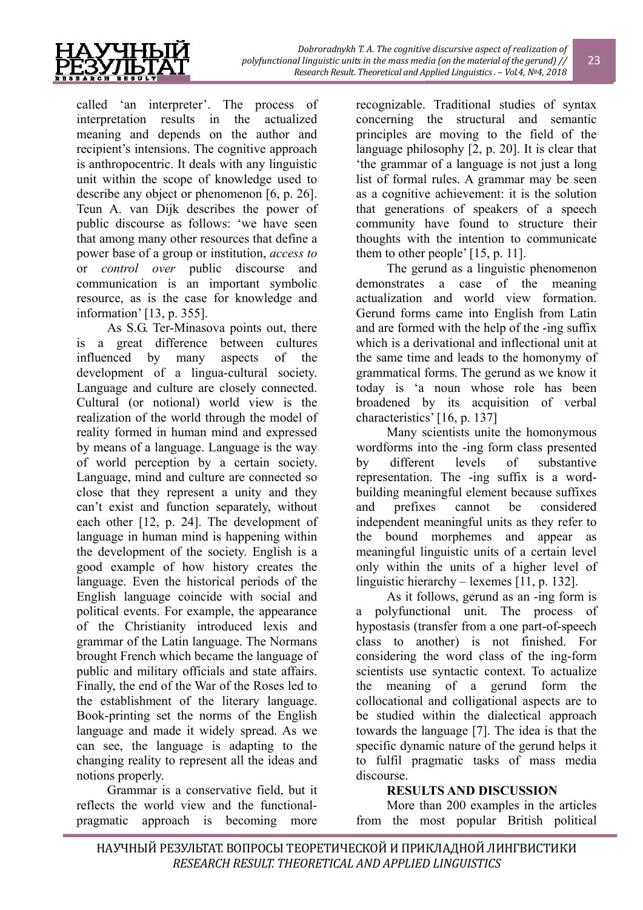called 'an interpreter'. The process of interpretation results in the actualized meaning and depends on the author and recipient's intensions. The cognitive approach is anthropocentric. It deals with any linguistic unit within the scope of knowledge used to describe any object or phenomenon [6, p. 26]. Teun A. van Dijk describes the power of public discourse as follows: 'we have seen that among many other resources that define a power base of a group or institution, *access to* or *control over* public discourse and communication is an important symbolic resource, as is the case for knowledge and information' [13, p. 355].

As S.G. Ter-Minasova points out, there is a great difference between cultures influenced by many aspects of the development of a lingua-cultural society. Language and culture are closely connected. Cultural (or notional) world view is the realization of the world through the model of reality formed in human mind and expressed by means of a language. Language is the way of world perception by a certain society. Language, mind and culture are connected so close that they represent a unity and they can't exist and function separately, without each other [12, p. 24]. The development of language in human mind is happening within the development of the society. English is a good example of how history creates the language. Even the historical periods of the English language coincide with social and political events. For example, the appearance of the Christianity introduced lexis and grammar of the Latin language. The Normans brought French which became the language of public and military officials and state affairs. Finally, the end of the War of the Roses led to the establishment of the literary language. Book-printing set the norms of the English language and made it widely spread. As we can see, the language is adapting to the changing reality to represent all the ideas and notions properly.

Grammar is a conservative field, but it reflects the world view and the functional-pragmatic approach is becoming more recognizable. Traditional studies of syntax concerning the structural and semantic principles are moving to the field of the language philosophy [2, p. 20]. It is clear that 'the grammar of a language is not just a long list of formal rules. A grammar may be seen as a cognitive achievement: it is the solution that generations of speakers of a speech community have found to structure their thoughts with the intention to communicate them to other people' [15, p. 11].

The gerund as a linguistic phenomenon demonstrates a case of the meaning actualization and world view formation. Gerund forms came into English from Latin and are formed with the help of the -ing suffix which is a derivational and inflectional unit at the same time and leads to the homonymy of grammatical forms. The gerund as we know it today is 'a noun whose role has been broadened by its acquisition of verbal characteristics' [16, p. 137]

Many scientists unite the homonymous wordforms into the -ing form class presented by different levels of substantive representation. The -ing suffix is a word-building meaningful element because suffixes and prefixes cannot be considered independent meaningful units as they refer to the bound morphemes and appear as meaningful linguistic units of a certain level only within the units of a higher level of linguistic hierarchy – lexemes [11, p. 132].

As it follows, gerund as an -ing form is a polyfunctional unit. The process of hypostasis (transfer from a one part-of-speech class to another) is not finished. For considering the word class of the ing-form scientists use syntactic context. To actualize the meaning of a gerund form the collocational and colligational aspects are to be studied within the dialectical approach towards the language [7]. The idea is that the specific dynamic nature of the gerund helps it to fulfil pragmatic tasks of mass media discourse.

**RESULTS AND DISCUSSION**

More than 200 examples in the articles from the most popular British political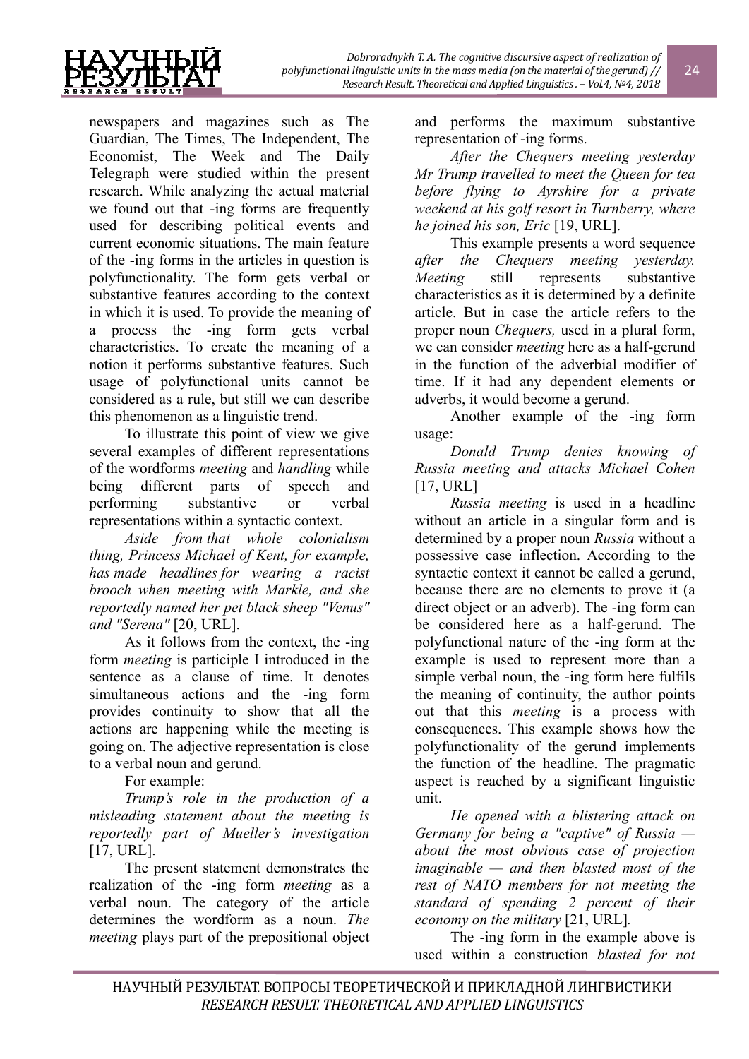newspapers and magazines such as The Guardian, The Times, The Independent, The Economist, The Week and The Daily Telegraph were studied within the present research. While analyzing the actual material we found out that -ing forms are frequently used for describing political events and current economic situations. The main feature of the -ing forms in the articles in question is polyfunctionality. The form gets verbal or substantive features according to the context in which it is used. To provide the meaning of a process the -ing form gets verbal characteristics. To create the meaning of a notion it performs substantive features. Such usage of polyfunctional units cannot be considered as a rule, but still we can describe this phenomenon as a linguistic trend.

To illustrate this point of view we give several examples of different representations of the wordforms *meeting* and *handling* while being different parts of speech and performing substantive or verbal representations within a syntactic context.

*Aside from that whole colonialism thing, Princess Michael of Kent, for example, has made headlines for wearing a racist brooch when meeting with Markle, and she reportedly named her pet black sheep "Venus" and "Serena"* [20, URL].

As it follows from the context, the -ing form *meeting* is participle I introduced in the sentence as a clause of time. It denotes simultaneous actions and the -ing form provides continuity to show that all the actions are happening while the meeting is going on. The adjective representation is close to a verbal noun and gerund.

For example:

*Trump's role in the production of a misleading statement about the meeting is reportedly part of Mueller's investigation* [17, URL].

The present statement demonstrates the realization of the -ing form *meeting* as a verbal noun. The category of the article determines the wordform as a noun. *The meeting* plays part of the prepositional object and performs the maximum substantive representation of -ing forms.

*After the Chequers meeting yesterday Mr Trump travelled to meet the Queen for tea before flying to Ayrshire for a private weekend at his golf resort in Turnberry, where he joined his son, Eric* [19, URL].

This example presents a word sequence *after the Chequers meeting yesterday. Meeting* still represents substantive characteristics as it is determined by a definite article. But in case the article refers to the proper noun *Chequers,* used in a plural form, we can consider *meeting* here as a half-gerund in the function of the adverbial modifier of time. If it had any dependent elements or adverbs, it would become a gerund.

Another example of the -ing form usage:

*Donald Trump denies knowing of Russia meeting and attacks Michael Cohen* [17, URL]

*Russia meeting* is used in a headline without an article in a singular form and is determined by a proper noun *Russia* without a possessive case inflection. According to the syntactic context it cannot be called a gerund, because there are no elements to prove it (a direct object or an adverb). The -ing form can be considered here as a half-gerund. The polyfunctional nature of the -ing form at the example is used to represent more than a simple verbal noun, the -ing form here fulfils the meaning of continuity, the author points out that this *meeting* is a process with consequences. This example shows how the polyfunctionality of the gerund implements the function of the headline. The pragmatic aspect is reached by a significant linguistic unit.

*He opened with a blistering attack on Germany for being a "captive" of Russia — about the most obvious case of projection imaginable — and then blasted most of the rest of NATO members for not meeting the standard of spending 2 percent of their economy on the military* [21, URL].

The -ing form in the example above is used within a construction *blasted for not*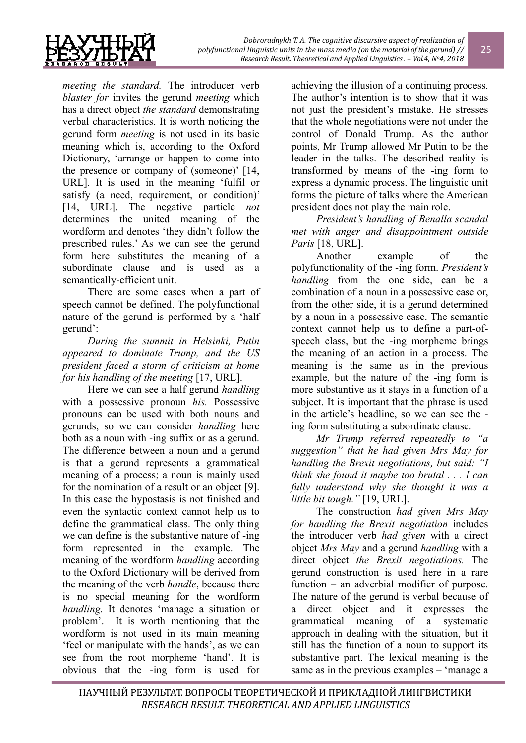*meeting the standard.* The introducer verb *blaster for* invites the gerund *meeting* which has a direct object *the standard* demonstrating verbal characteristics. It is worth noticing the gerund form *meeting* is not used in its basic meaning which is, according to the Oxford Dictionary, 'arrange or happen to come into the presence or company of (someone)' [14, URL]. It is used in the meaning 'fulfil or satisfy (a need, requirement, or condition)' [14, URL]. The negative particle *not* determines the united meaning of the wordform and denotes 'they didn't follow the prescribed rules.' As we can see the gerund form here substitutes the meaning of a subordinate clause and is used as a semantically-efficient unit.

There are some cases when a part of speech cannot be defined. The polyfunctional nature of the gerund is performed by a 'half gerund':

*During the summit in Helsinki, Putin appeared to dominate Trump, and the US president faced a storm of criticism at home for his handling of the meeting* [17, URL].

Here we can see a half gerund *handling* with a possessive pronoun *his.* Possessive pronouns can be used with both nouns and gerunds, so we can consider *handling* here both as a noun with -ing suffix or as a gerund. The difference between a noun and a gerund is that a gerund represents a grammatical meaning of a process; a noun is mainly used for the nomination of a result or an object [9]. In this case the hypostasis is not finished and even the syntactic context cannot help us to define the grammatical class. The only thing we can define is the substantive nature of -ing form represented in the example. The meaning of the wordform *handling* according to the Oxford Dictionary will be derived from the meaning of the verb *handle*, because there is no special meaning for the wordform *handling*. It denotes 'manage a situation or problem'. It is worth mentioning that the wordform is not used in its main meaning 'feel or manipulate with the hands', as we can see from the root morpheme 'hand'. It is obvious that the -ing form is used for achieving the illusion of a continuing process. The author's intention is to show that it was not just the president's mistake. He stresses that the whole negotiations were not under the control of Donald Trump. As the author points, Mr Trump allowed Mr Putin to be the leader in the talks. The described reality is transformed by means of the -ing form to express a dynamic process. The linguistic unit forms the picture of talks where the American president does not play the main role.

*President's handling of Benalla scandal met with anger and disappointment outside Paris* [18, URL].

Another example of the polyfunctionality of the -ing form. *President's handling* from the one side, can be a combination of a noun in a possessive case or, from the other side, it is a gerund determined by a noun in a possessive case. The semantic context cannot help us to define a part-of-speech class, but the -ing morpheme brings the meaning of an action in a process. The meaning is the same as in the previous example, but the nature of the -ing form is more substantive as it stays in a function of a subject. It is important that the phrase is used in the article's headline, so we can see the -ing form substituting a subordinate clause.

*Mr Trump referred repeatedly to "a suggestion" that he had given Mrs May for handling the Brexit negotiations, but said: "I think she found it maybe too brutal . . . I can fully understand why she thought it was a little bit tough."* [19, URL].

The construction *had given Mrs May for handling the Brexit negotiation* includes the introducer verb *had given* with a direct object *Mrs May* and a gerund *handling* with a direct object *the Brexit negotiations.* The gerund construction is used here in a rare function – an adverbial modifier of purpose. The nature of the gerund is verbal because of a direct object and it expresses the grammatical meaning of a systematic approach in dealing with the situation, but it still has the function of a noun to support its substantive part. The lexical meaning is the same as in the previous examples – 'manage a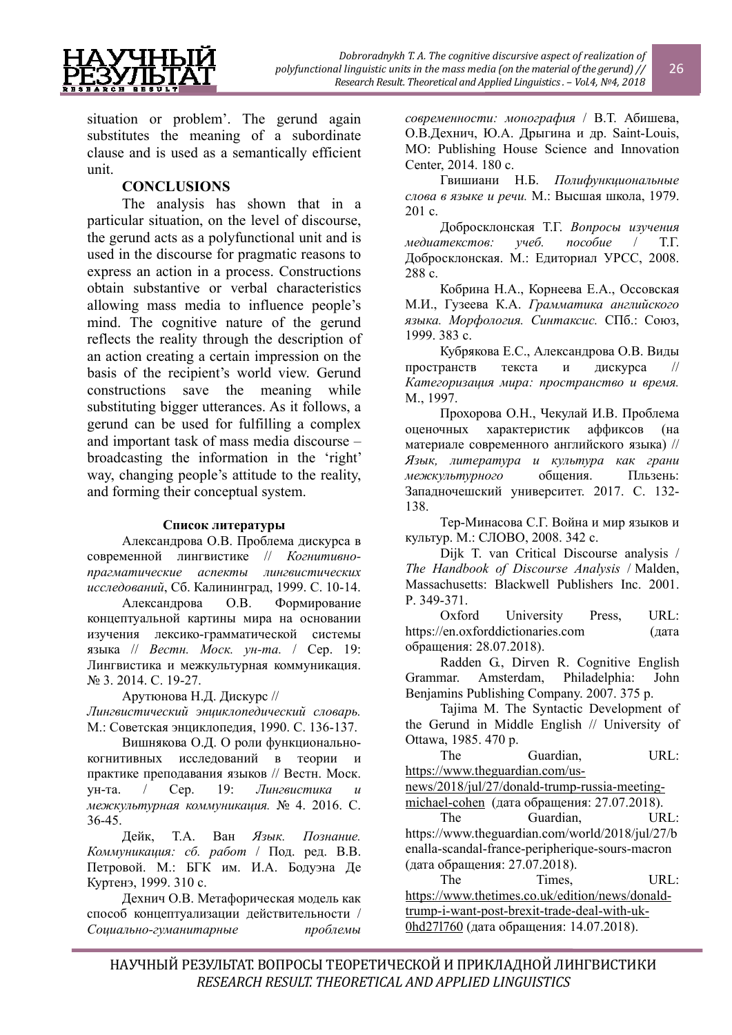situation or problem'. The gerund again substitutes the meaning of a subordinate clause and is used as a semantically efficient unit.

## CONCLUSIONS

The analysis has shown that in a particular situation, on the level of discourse, the gerund acts as a polyfunctional unit and is used in the discourse for pragmatic reasons to express an action in a process. Constructions obtain substantive or verbal characteristics allowing mass media to influence people's mind. The cognitive nature of the gerund reflects the reality through the description of an action creating a certain impression on the basis of the recipient's world view. Gerund constructions save the meaning while substituting bigger utterances. As it follows, a gerund can be used for fulfilling a complex and important task of mass media discourse – broadcasting the information in the 'right' way, changing people's attitude to the reality, and forming their conceptual system.

## Список литературы

Александрова О.В. Проблема дискурса в современной лингвистике // *Когнитивно-прагматические аспекты лингвистических исследований*, Сб. Калининград, 1999. С. 10-14.

Александрова О.В. Формирование концептуальной картины мира на основании изучения лексико-грамматической системы языка // *Вестн. Моск. ун-та.* / Сер. 19: Лингвистика и межкультурная коммуникация. № 3. 2014. С. 19-27.

Арутюнова Н.Д. Дискурс // *Лингвистический энциклопедический словарь.* М.: Советская энциклопедия, 1990. С. 136-137.

Вишнякова О.Д. О роли функционально-когнитивных исследований в теории и практике преподавания языков // Вестн. Моск. ун-та. / Сер. 19: *Лингвистика и межкультурная коммуникация.* № 4. 2016. С. 36-45.

Дейк, Т.А. Ван *Язык. Познание. Коммуникация: сб. работ* / Под. ред. В.В. Петровой. М.: БГК им. И.А. Бодуэна Де Куртенэ, 1999. 310 с.

Дехнич О.В. Метафорическая модель как способ концептуализации действительности / *Социально-гуманитарные проблемы современности: монография* / В.Т. Абишева, О.В.Дехнич, Ю.А. Дрыгина и др. Saint-Louis, MO: Publishing House Science and Innovation Center, 2014. 180 с.

Гвишиани Н.Б. *Полифункциональные слова в языке и речи.* М.: Высшая школа, 1979. 201 с.

Добросклонская Т.Г. *Вопросы изучения медиатекстов: учеб. пособие* / Т.Г. Добросклонская. М.: Едиториал УРСС, 2008. 288 с.

Кобрина Н.А., Корнеева Е.А., Оссовская М.И., Гузеева К.А. *Грамматика английского языка. Морфология. Синтаксис.* СПб.: Союз, 1999. 383 с.

Кубрякова Е.С., Александрова О.В. Виды пространств текста и дискурса // *Категоризация мира: пространство и время.* М., 1997.

Прохорова О.Н., Чекулай И.В. Проблема оценочных характеристик аффиксов (на материале современного английского языка) // *Язык, литература и культура как грани межкультурного* общения. Пльзень: Западночешский университет. 2017. С. 132-138.

Тер-Минасова С.Г. Война и мир языков и культур. М.: СЛОВО, 2008. 342 с.

Dijk T. van Critical Discourse analysis / *The Handbook of Discourse Analysis* / Malden, Massachusetts: Blackwell Publishers Inc. 2001. P. 349-371.

Oxford University Press, URL: https://en.oxforddictionaries.com (дата обращения: 28.07.2018).

Radden G., Dirven R. Cognitive English Grammar. Amsterdam, Philadelphia: John Benjamins Publishing Company. 2007. 375 p.

Tajima M. The Syntactic Development of the Gerund in Middle English // University of Ottawa, 1985. 470 p.

The Guardian, URL: https://www.theguardian.com/us-news/2018/jul/27/donald-trump-russia-meeting-michael-cohen (дата обращения: 27.07.2018).

The Guardian, URL: https://www.theguardian.com/world/2018/jul/27/benalla-scandal-france-peripherique-sours-macron (дата обращения: 27.07.2018).

The Times, URL: https://www.thetimes.co.uk/edition/news/donald-trump-i-want-post-brexit-trade-deal-with-uk-0hd27l760 (дата обращения: 14.07.2018).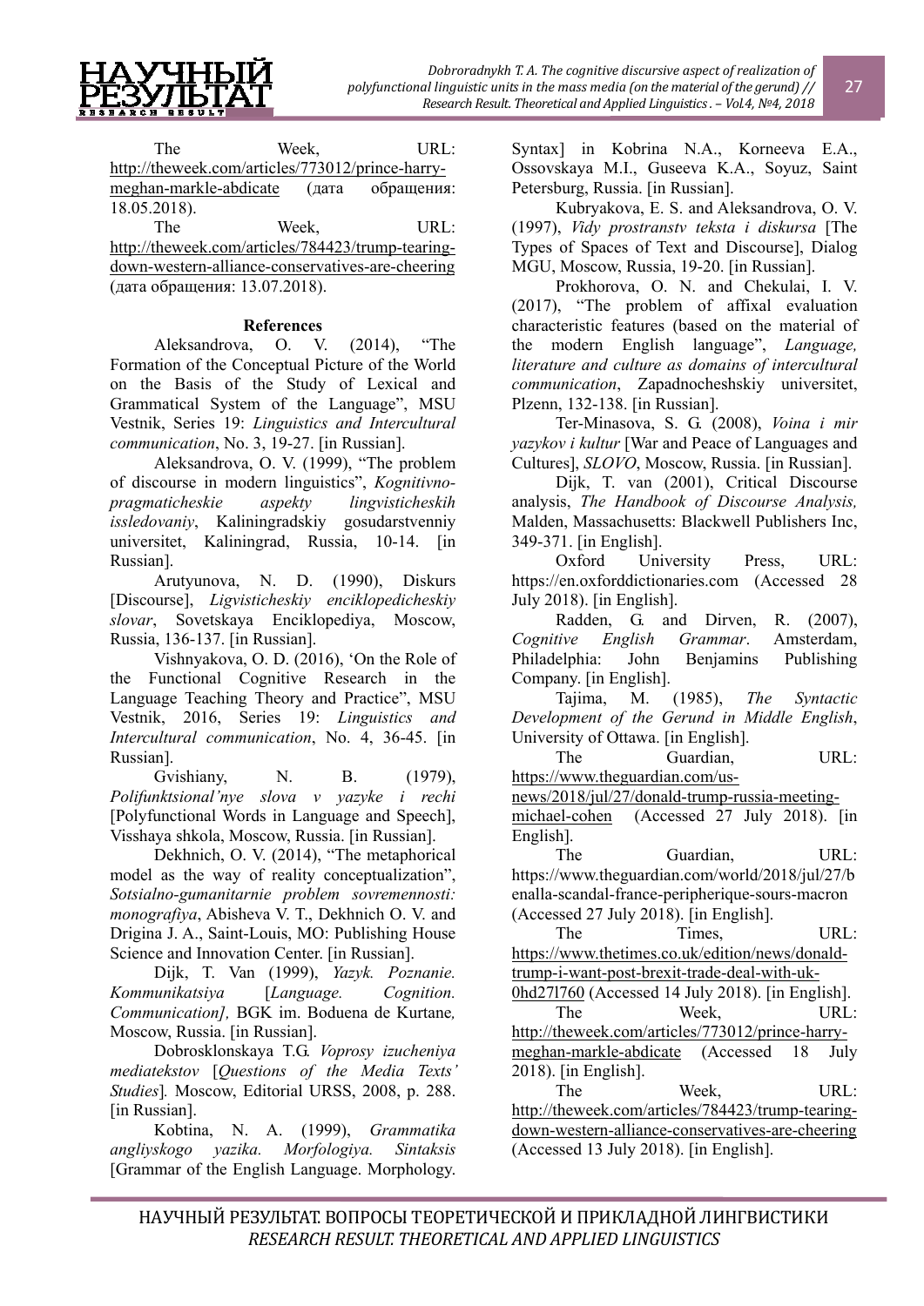The Week, URL: http://theweek.com/articles/773012/prince-harry-meghan-markle-abdicate (дата обращения: 18.05.2018).

The Week, URL: http://theweek.com/articles/784423/trump-tearing-down-western-alliance-conservatives-are-cheering (дата обращения: 13.07.2018).

**References**

Aleksandrova, O. V. (2014), "The Formation of the Conceptual Picture of the World on the Basis of the Study of Lexical and Grammatical System of the Language", MSU Vestnik, Series 19: *Linguistics and Intercultural communication*, No. 3, 19-27. [in Russian].

Aleksandrova, O. V. (1999), "The problem of discourse in modern linguistics", *Kognitivno-pragmaticheskie aspekty lingvisticheskih issledovaniy*, Kaliningradskiy gosudarstvenniy universitet, Kaliningrad, Russia, 10-14. [in Russian].

Arutyunova, N. D. (1990), Diskurs [Discourse], *Ligvisticheskiy enciklopedicheskiy slovar*, Sovetskaya Enciklopediya, Moscow, Russia, 136-137. [in Russian].

Vishnyakova, O. D. (2016), 'On the Role of the Functional Cognitive Research in the Language Teaching Theory and Practice", MSU Vestnik, 2016, Series 19: *Linguistics and Intercultural communication*, No. 4, 36-45. [in Russian].

Gvishiany, N. B. (1979), *Polifunktsional'nye slova v yazyke i rechi* [Polyfunctional Words in Language and Speech], Visshaya shkola, Moscow, Russia. [in Russian].

Dekhnich, O. V. (2014), "The metaphorical model as the way of reality conceptualization", *Sotsialno-gumanitarnie problem sovremennosti: monografiya*, Abisheva V. T., Dekhnich O. V. and Drigina J. A., Saint-Louis, MO: Publishing House Science and Innovation Center. [in Russian].

Dijk, T. Van (1999), *Yazyk. Poznanie. Kommunikatsiya* [*Language. Cognition. Communication]*, BGK im. Boduena de Kurtane*,* Moscow, Russia. [in Russian].

Dobrosklonskaya T.G. *Voprosy izucheniya mediatekstov* [*Questions of the Media Texts' Studies*]*.* Moscow, Editorial URSS, 2008, p. 288. [in Russian].

Kobtina, N. A. (1999), *Grammatika angliyskogo yazika. Morfologiya. Sintaksis* [Grammar of the English Language. Morphology. Syntax] in Kobrina N.A., Korneeva E.A., Ossovskaya M.I., Guseeva K.A., Soyuz, Saint Petersburg, Russia. [in Russian].

Kubryakova, E. S. and Aleksandrova, O. V. (1997), *Vidy prostranstv teksta i diskursa* [The Types of Spaces of Text and Discourse], Dialog MGU, Moscow, Russia, 19-20. [in Russian].

Prokhorova, O. N. and Chekulai, I. V. (2017), "The problem of affixal evaluation characteristic features (based on the material of the modern English language", *Language, literature and culture as domains of intercultural communication*, Zapadnocheshskiy universitet, Plzenn, 132-138. [in Russian].

Ter-Minasova, S. G. (2008), *Voina i mir yazykov i kultur* [War and Peace of Languages and Cultures], *SLOVO*, Moscow, Russia. [in Russian].

Dijk, T. van (2001), Critical Discourse analysis, *The Handbook of Discourse Analysis,* Malden, Massachusetts: Blackwell Publishers Inc, 349-371. [in English].

Oxford University Press, URL: https://en.oxforddictionaries.com (Accessed 28 July 2018). [in English].

Radden, G. and Dirven, R. (2007), *Cognitive English Grammar*. Amsterdam, Philadelphia: John Benjamins Publishing Company. [in English].

Tajima, M. (1985), *The Syntactic Development of the Gerund in Middle English*, University of Ottawa. [in English].

The Guardian, URL: https://www.theguardian.com/us-news/2018/jul/27/donald-trump-russia-meeting-michael-cohen (Accessed 27 July 2018). [in English].

The Guardian, URL: https://www.theguardian.com/world/2018/jul/27/benalla-scandal-france-peripherique-sours-macron (Accessed 27 July 2018). [in English].

The Times, URL: https://www.thetimes.co.uk/edition/news/donald-trump-i-want-post-brexit-trade-deal-with-uk-0hd27l760 (Accessed 14 July 2018). [in English].

The Week, URL: http://theweek.com/articles/773012/prince-harry-meghan-markle-abdicate (Accessed 18 July 2018). [in English].

The Week, URL: http://theweek.com/articles/784423/trump-tearing-down-western-alliance-conservatives-are-cheering (Accessed 13 July 2018). [in English].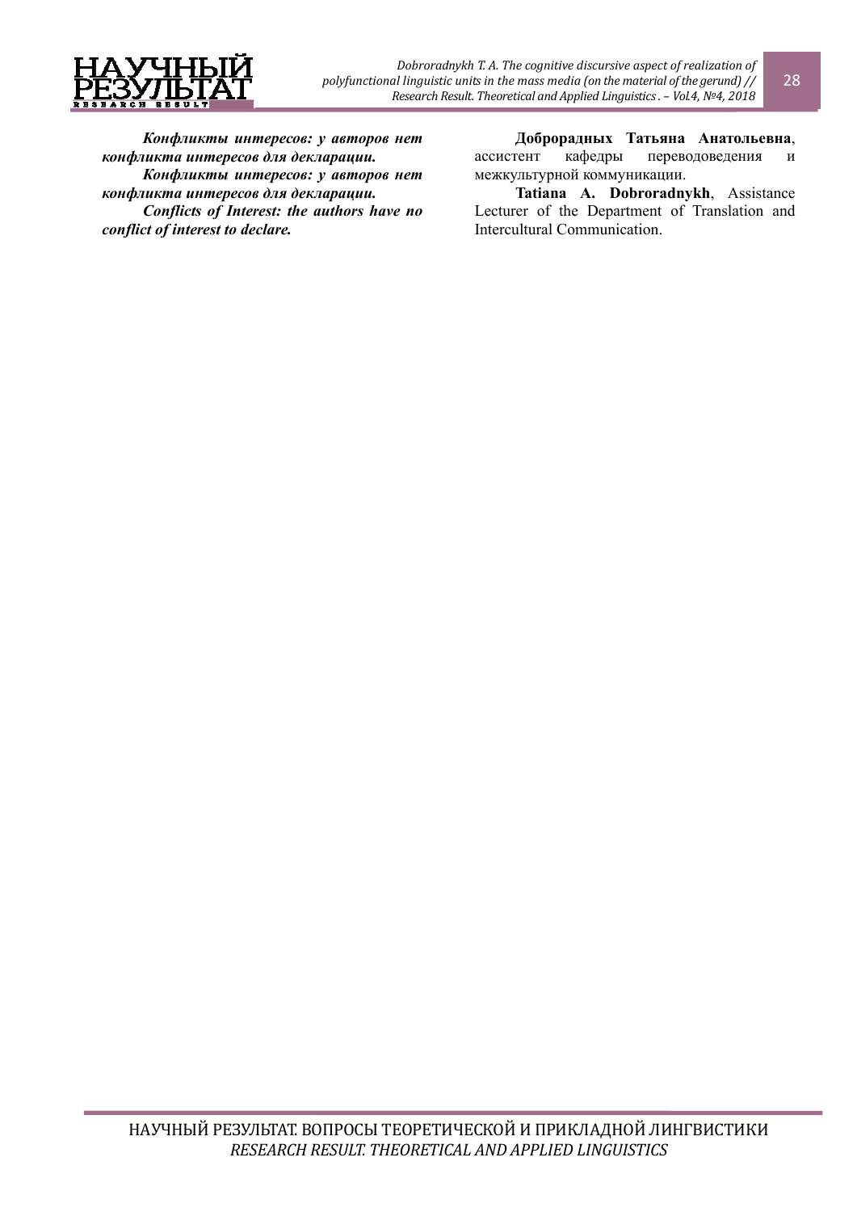***Конфликты интересов: у авторов нет конфликта интересов для декларации.***

***Конфликты интересов: у авторов нет конфликта интересов для декларации.***

***Conflicts of Interest: the authors have no conflict of interest to declare.***

**Доброрадных Татьяна Анатольевна**, ассистент кафедры переводоведения и межкультурной коммуникации.

**Tatiana A. Dobroradnykh**, Assistance Lecturer of the Department of Translation and Intercultural Communication.